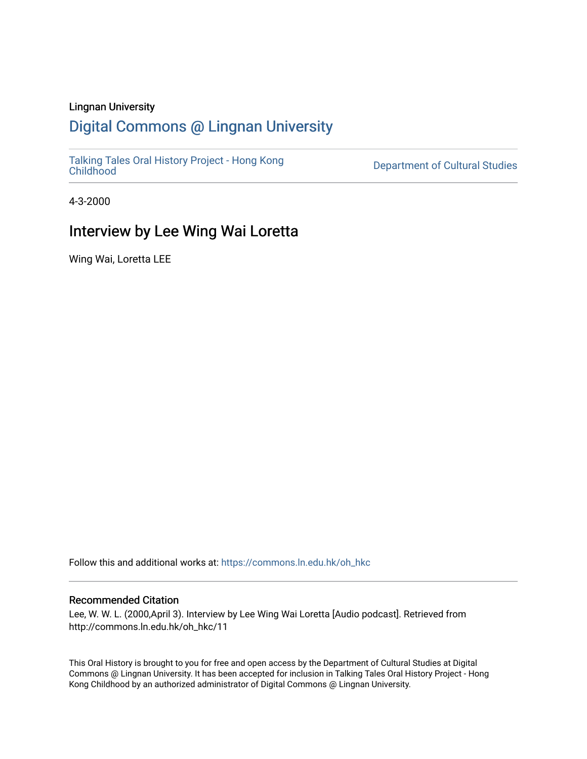Lingnan University

# Digital Commons @ Lingnan University

Talking Tales Oral History Project - Hong Kong Childhood

Department of Cultural Studies

4-3-2000

## Interview by Lee Wing Wai Loretta

Wing Wai, Loretta LEE

Follow this and additional works at: https://commons.ln.edu.hk/oh_hkc

### Recommended Citation

Lee, W. W. L. (2000,April 3). Interview by Lee Wing Wai Loretta [Audio podcast]. Retrieved from http://commons.ln.edu.hk/oh_hkc/11

This Oral History is brought to you for free and open access by the Department of Cultural Studies at Digital Commons @ Lingnan University. It has been accepted for inclusion in Talking Tales Oral History Project - Hong Kong Childhood by an authorized administrator of Digital Commons @ Lingnan University.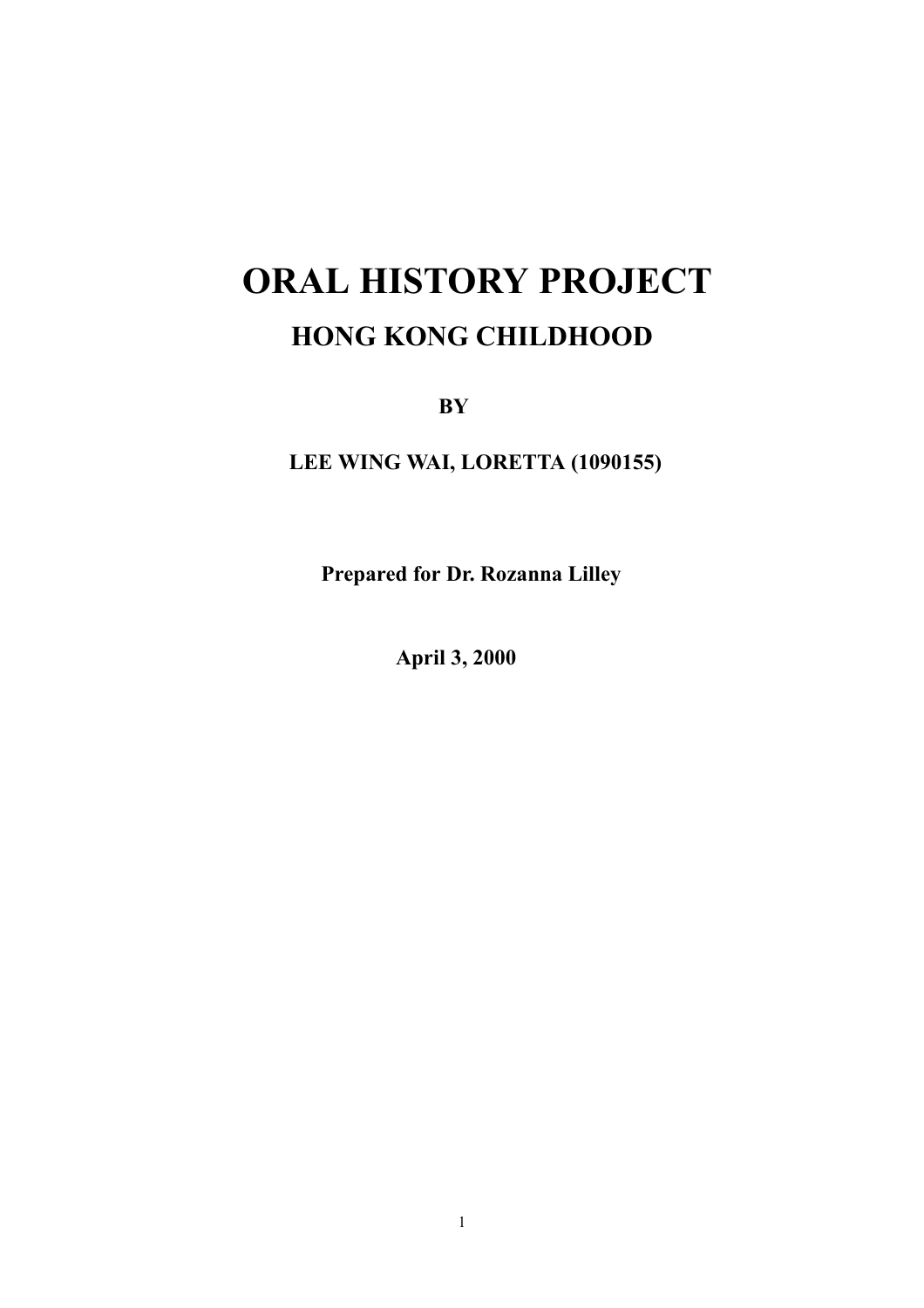# ORAL HISTORY PROJECT

## HONG KONG CHILDHOOD

**BY**

**LEE WING WAI, LORETTA (1090155)**

**Prepared for Dr. Rozanna Lilley**

**April 3, 2000**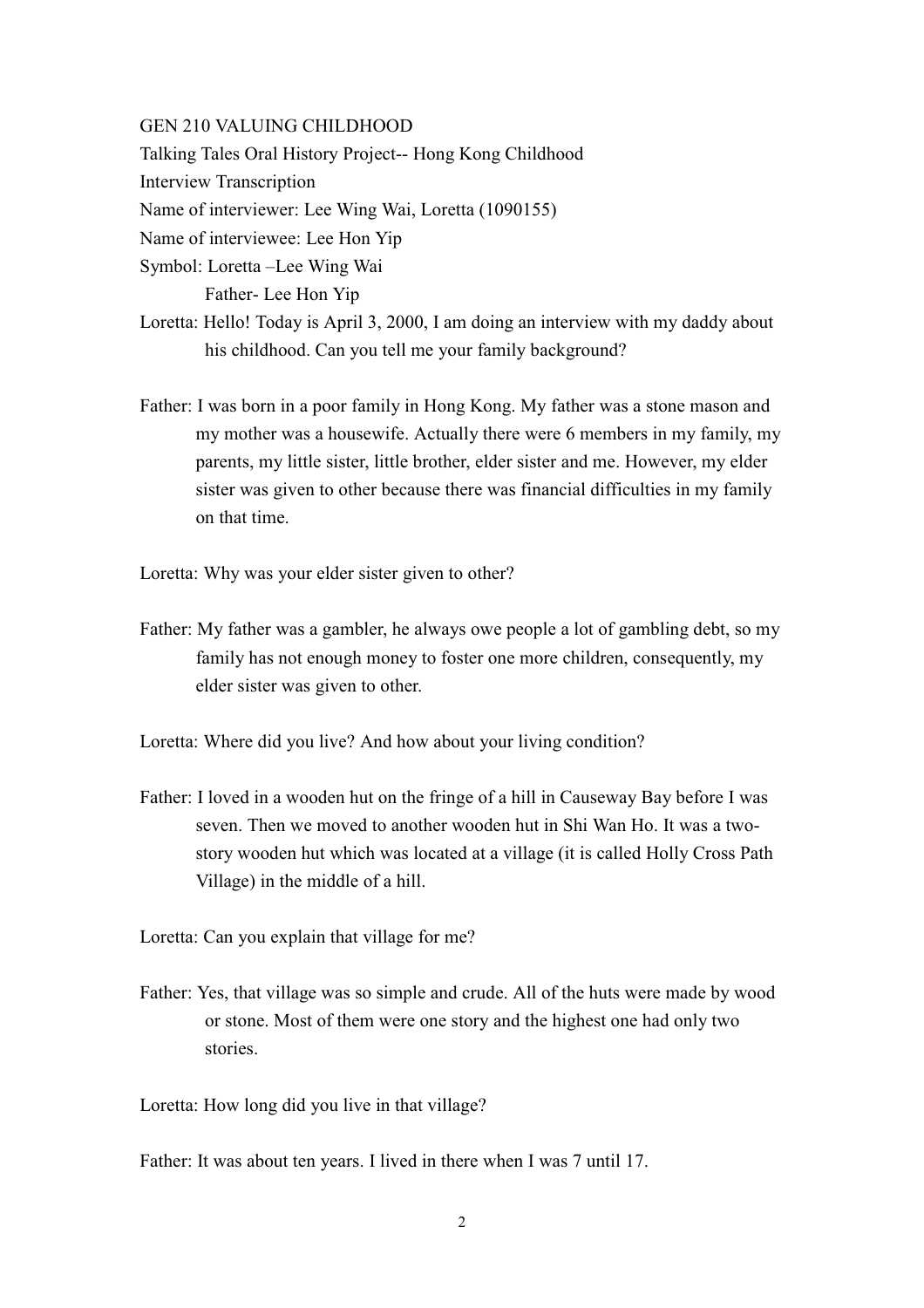GEN 210 VALUING CHILDHOOD

Talking Tales Oral History Project-- Hong Kong Childhood

Interview Transcription

Name of interviewer: Lee Wing Wai, Loretta (1090155)

Name of interviewee: Lee Hon Yip

Symbol: Loretta –Lee Wing Wai

Father- Lee Hon Yip

Loretta: Hello! Today is April 3, 2000, I am doing an interview with my daddy about his childhood. Can you tell me your family background?

Father: I was born in a poor family in Hong Kong. My father was a stone mason and my mother was a housewife. Actually there were 6 members in my family, my parents, my little sister, little brother, elder sister and me. However, my elder sister was given to other because there was financial difficulties in my family on that time.

Loretta: Why was your elder sister given to other?

Father: My father was a gambler, he always owe people a lot of gambling debt, so my family has not enough money to foster one more children, consequently, my elder sister was given to other.

Loretta: Where did you live? And how about your living condition?

Father: I loved in a wooden hut on the fringe of a hill in Causeway Bay before I was seven. Then we moved to another wooden hut in Shi Wan Ho. It was a two-story wooden hut which was located at a village (it is called Holly Cross Path Village) in the middle of a hill.

Loretta: Can you explain that village for me?

Father: Yes, that village was so simple and crude. All of the huts were made by wood or stone. Most of them were one story and the highest one had only two stories.

Loretta: How long did you live in that village?

Father: It was about ten years. I lived in there when I was 7 until 17.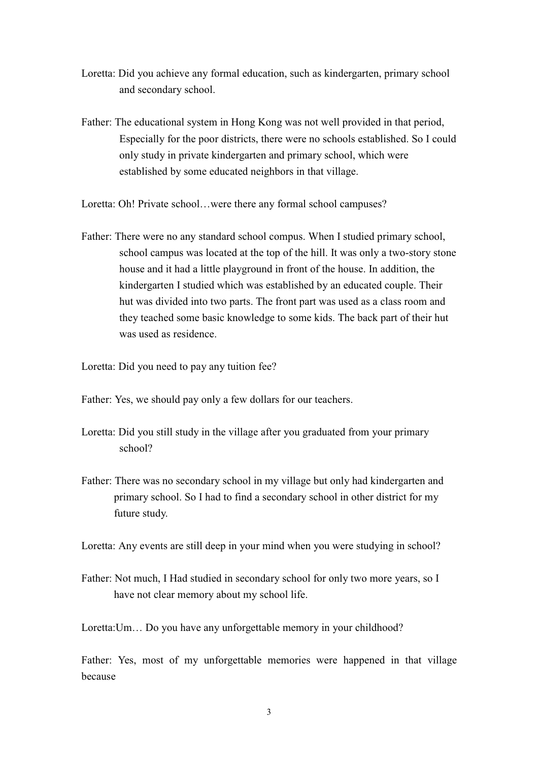Loretta: Did you achieve any formal education, such as kindergarten, primary school and secondary school.

Father: The educational system in Hong Kong was not well provided in that period, Especially for the poor districts, there were no schools established. So I could only study in private kindergarten and primary school, which were established by some educated neighbors in that village.

Loretta: Oh! Private school…were there any formal school campuses?

Father: There were no any standard school compus. When I studied primary school, school campus was located at the top of the hill. It was only a two-story stone house and it had a little playground in front of the house. In addition, the kindergarten I studied which was established by an educated couple. Their hut was divided into two parts. The front part was used as a class room and they teached some basic knowledge to some kids. The back part of their hut was used as residence.

Loretta: Did you need to pay any tuition fee?

Father: Yes, we should pay only a few dollars for our teachers.

Loretta: Did you still study in the village after you graduated from your primary school?

Father: There was no secondary school in my village but only had kindergarten and primary school. So I had to find a secondary school in other district for my future study.

Loretta: Any events are still deep in your mind when you were studying in school?

Father: Not much, I Had studied in secondary school for only two more years, so I have not clear memory about my school life.

Loretta:Um… Do you have any unforgettable memory in your childhood?

Father: Yes, most of my unforgettable memories were happened in that village because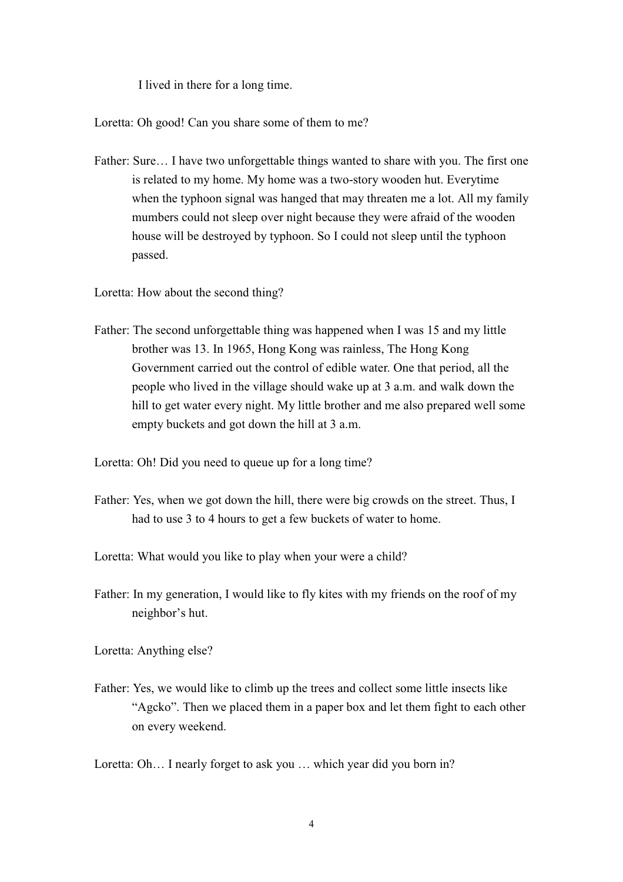I lived in there for a long time.

Loretta: Oh good! Can you share some of them to me?

Father: Sure… I have two unforgettable things wanted to share with you. The first one is related to my home. My home was a two-story wooden hut. Everytime when the typhoon signal was hanged that may threaten me a lot. All my family mumbers could not sleep over night because they were afraid of the wooden house will be destroyed by typhoon. So I could not sleep until the typhoon passed.

Loretta: How about the second thing?

Father: The second unforgettable thing was happened when I was 15 and my little brother was 13. In 1965, Hong Kong was rainless, The Hong Kong Government carried out the control of edible water. One that period, all the people who lived in the village should wake up at 3 a.m. and walk down the hill to get water every night. My little brother and me also prepared well some empty buckets and got down the hill at 3 a.m.

Loretta: Oh! Did you need to queue up for a long time?

Father: Yes, when we got down the hill, there were big crowds on the street. Thus, I had to use 3 to 4 hours to get a few buckets of water to home.

Loretta: What would you like to play when your were a child?

Father: In my generation, I would like to fly kites with my friends on the roof of my neighbor's hut.

Loretta: Anything else?

Father: Yes, we would like to climb up the trees and collect some little insects like "Agcko". Then we placed them in a paper box and let them fight to each other on every weekend.

Loretta: Oh… I nearly forget to ask you … which year did you born in?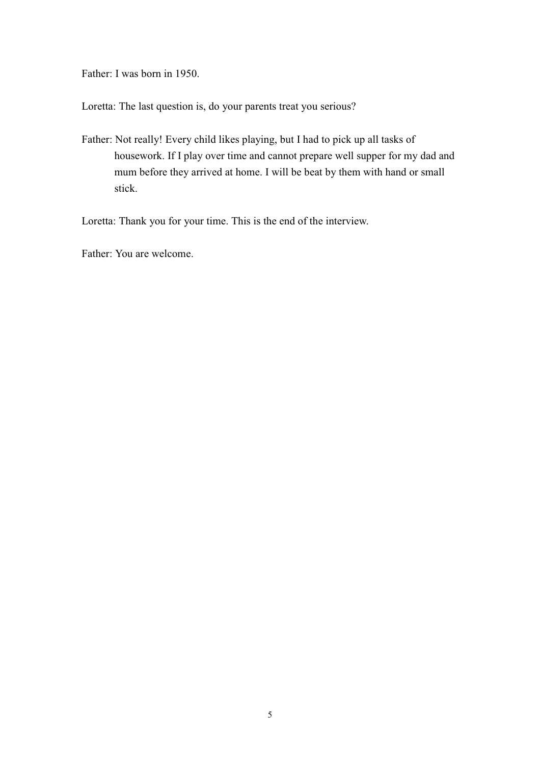Father: I was born in 1950.

Loretta: The last question is, do your parents treat you serious?

Father: Not really! Every child likes playing, but I had to pick up all tasks of housework. If I play over time and cannot prepare well supper for my dad and mum before they arrived at home. I will be beat by them with hand or small stick.

Loretta: Thank you for your time. This is the end of the interview.

Father: You are welcome.